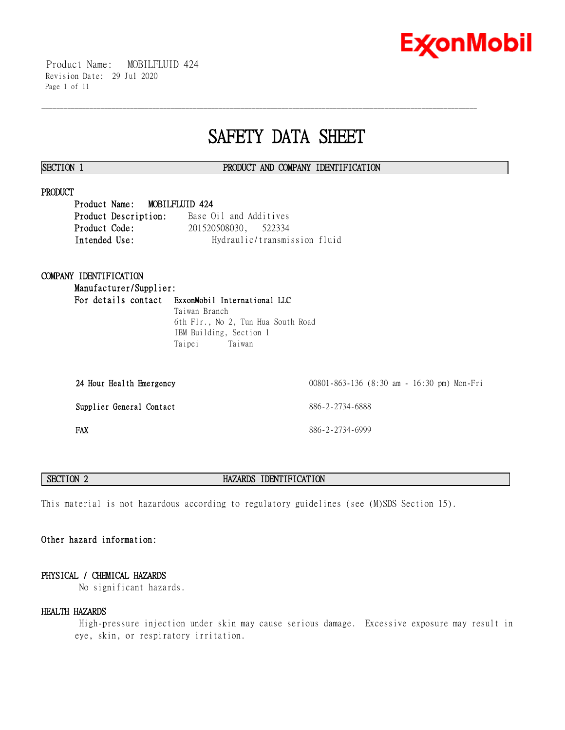Product Name: MOBILFLUID 424
Revision Date: 29 Jul 2020

# SAFETY DATA SHEET

## SECTION 1 PRODUCT AND COMPANY IDENTIFICATION

### PRODUCT

**Product Name: MOBILFLUID 424**
**Product Description:** Base Oil and Additives
**Product Code:** 201520508030, 522334
**Intended Use:** Hydraulic/transmission fluid

### COMPANY IDENTIFICATION

**Manufacturer/Supplier:**
**For details contact** **ExxonMobil International LLC**
Taiwan Branch
6th Flr., No 2, Tun Hua South Road
IBM Building, Section 1
Taipei Taiwan

| | |
|---|---|
| **24 Hour Health Emergency** | 00801-863-136 (8:30 am - 16:30 pm) Mon-Fri |
| **Supplier General Contact** | 886-2-2734-6888 |
| **FAX** | 886-2-2734-6999 |

## SECTION 2 HAZARDS IDENTIFICATION

This material is not hazardous according to regulatory guidelines (see (M)SDS Section 15).

**Other hazard information:**

### PHYSICAL / CHEMICAL HAZARDS

No significant hazards.

### HEALTH HAZARDS

High-pressure injection under skin may cause serious damage. Excessive exposure may result in eye, skin, or respiratory irritation.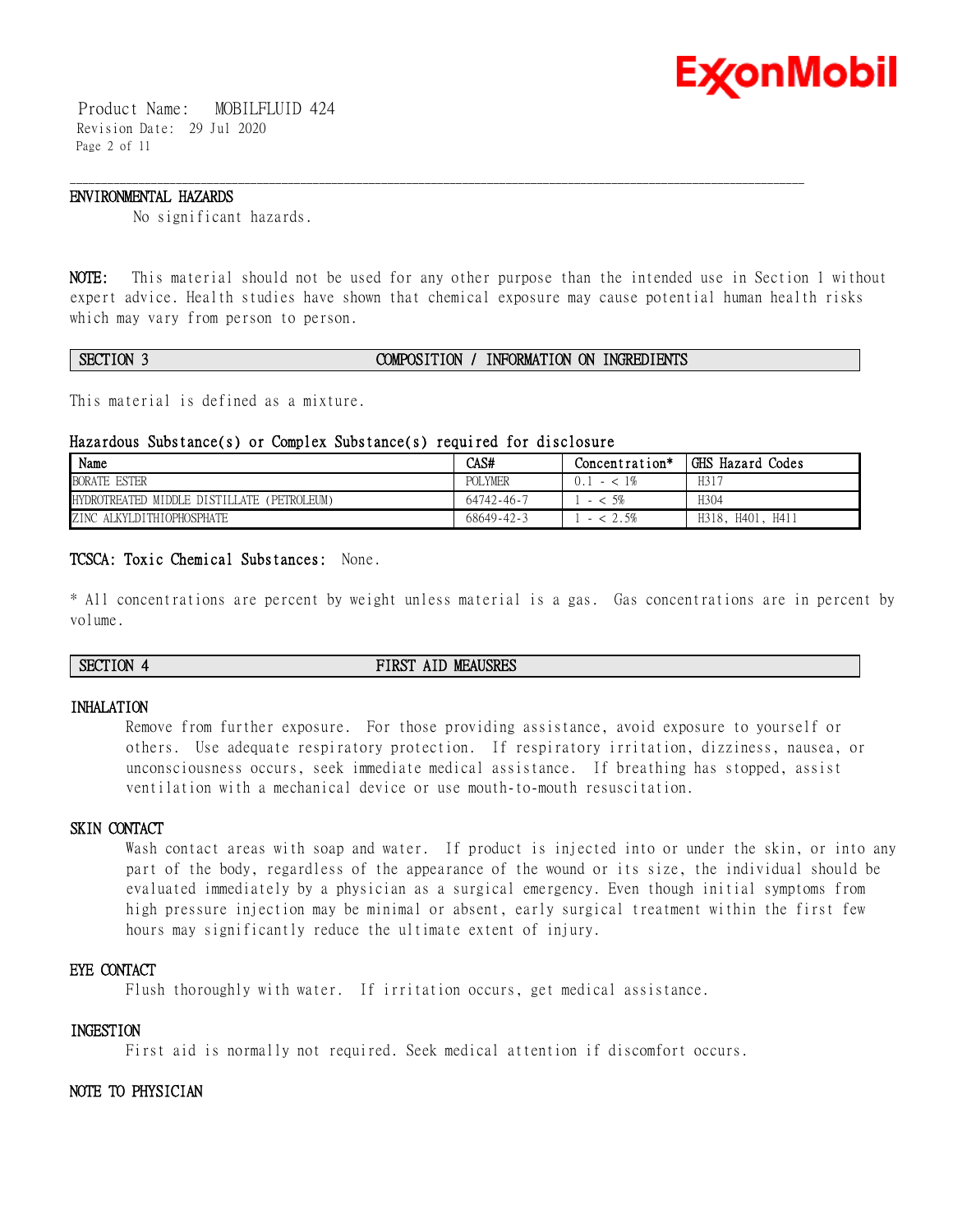### ENVIRONMENTAL HAZARDS

No significant hazards.

**NOTE:** This material should not be used for any other purpose than the intended use in Section 1 without expert advice. Health studies have shown that chemical exposure may cause potential human health risks which may vary from person to person.

## SECTION 3 COMPOSITION / INFORMATION ON INGREDIENTS

This material is defined as a mixture.

### Hazardous Substance(s) or Complex Substance(s) required for disclosure

| Name | CAS# | Concentration* | GHS Hazard Codes |
|---|---|---|---|
| BORATE ESTER | POLYMER | 0.1 - < 1% | H317 |
| HYDROTREATED MIDDLE DISTILLATE (PETROLEUM) | 64742-46-7 | 1 - < 5% | H304 |
| ZINC ALKYLDITHIOPHOSPHATE | 68649-42-3 | 1 - < 2.5% | H318, H401, H411 |

**TCSCA: Toxic Chemical Substances:** None.

* All concentrations are percent by weight unless material is a gas. Gas concentrations are in percent by volume.

## SECTION 4 FIRST AID MEAUSRES

### INHALATION

Remove from further exposure. For those providing assistance, avoid exposure to yourself or others. Use adequate respiratory protection. If respiratory irritation, dizziness, nausea, or unconsciousness occurs, seek immediate medical assistance. If breathing has stopped, assist ventilation with a mechanical device or use mouth-to-mouth resuscitation.

### SKIN CONTACT

Wash contact areas with soap and water. If product is injected into or under the skin, or into any part of the body, regardless of the appearance of the wound or its size, the individual should be evaluated immediately by a physician as a surgical emergency. Even though initial symptoms from high pressure injection may be minimal or absent, early surgical treatment within the first few hours may significantly reduce the ultimate extent of injury.

### EYE CONTACT

Flush thoroughly with water. If irritation occurs, get medical assistance.

### INGESTION

First aid is normally not required. Seek medical attention if discomfort occurs.

### NOTE TO PHYSICIAN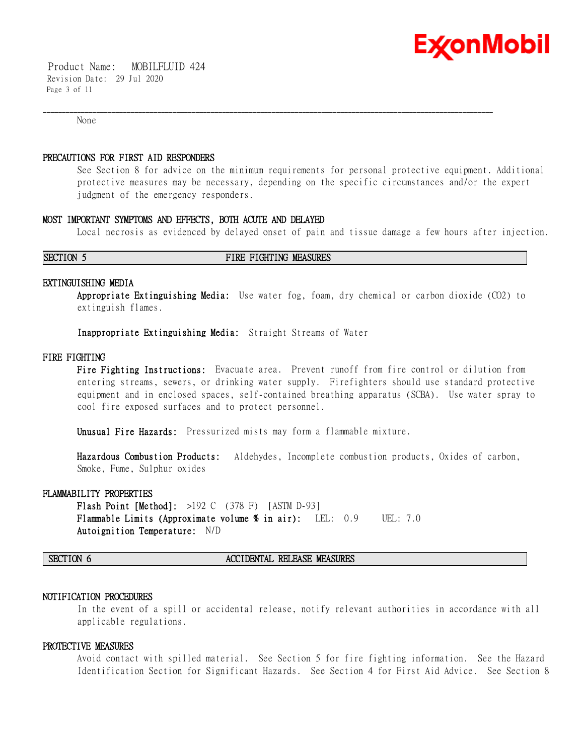None

### PRECAUTIONS FOR FIRST AID RESPONDERS

See Section 8 for advice on the minimum requirements for personal protective equipment. Additional protective measures may be necessary, depending on the specific circumstances and/or the expert judgment of the emergency responders.

### MOST IMPORTANT SYMPTOMS AND EFFECTS, BOTH ACUTE AND DELAYED

Local necrosis as evidenced by delayed onset of pain and tissue damage a few hours after injection.

## SECTION 5 FIRE FIGHTING MEASURES

### EXTINGUISHING MEDIA

**Appropriate Extinguishing Media:** Use water fog, foam, dry chemical or carbon dioxide ($CO_2$) to extinguish flames.

**Inappropriate Extinguishing Media:** Straight Streams of Water

### FIRE FIGHTING

**Fire Fighting Instructions:** Evacuate area. Prevent runoff from fire control or dilution from entering streams, sewers, or drinking water supply. Firefighters should use standard protective equipment and in enclosed spaces, self-contained breathing apparatus (SCBA). Use water spray to cool fire exposed surfaces and to protect personnel.

**Unusual Fire Hazards:** Pressurized mists may form a flammable mixture.

**Hazardous Combustion Products:** Aldehydes, Incomplete combustion products, Oxides of carbon, Smoke, Fume, Sulphur oxides

### FLAMMABILITY PROPERTIES

**Flash Point [Method]:** >192 C (378 F) [ASTM D-93]
**Flammable Limits (Approximate volume % in air):** LEL: 0.9 UEL: 7.0
**Autoignition Temperature:** N/D

## SECTION 6 ACCIDENTAL RELEASE MEASURES

### NOTIFICATION PROCEDURES

In the event of a spill or accidental release, notify relevant authorities in accordance with all applicable regulations.

### PROTECTIVE MEASURES

Avoid contact with spilled material. See Section 5 for fire fighting information. See the Hazard Identification Section for Significant Hazards. See Section 4 for First Aid Advice. See Section 8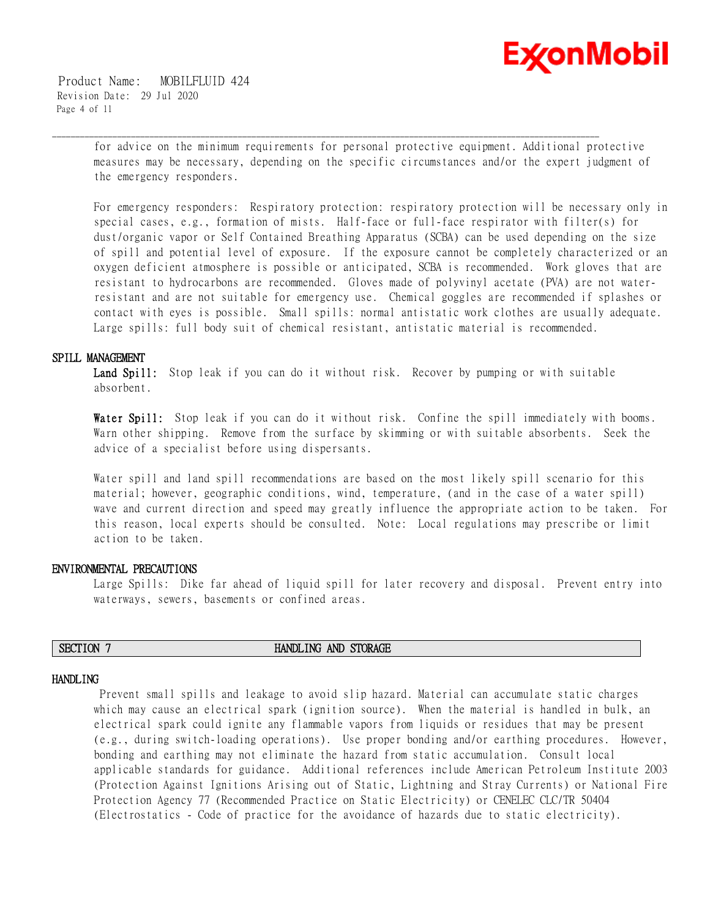for advice on the minimum requirements for personal protective equipment. Additional protective measures may be necessary, depending on the specific circumstances and/or the expert judgment of the emergency responders.

For emergency responders: Respiratory protection: respiratory protection will be necessary only in special cases, e.g., formation of mists. Half-face or full-face respirator with filter(s) for dust/organic vapor or Self Contained Breathing Apparatus (SCBA) can be used depending on the size of spill and potential level of exposure. If the exposure cannot be completely characterized or an oxygen deficient atmosphere is possible or anticipated, SCBA is recommended. Work gloves that are resistant to hydrocarbons are recommended. Gloves made of polyvinyl acetate (PVA) are not water-resistant and are not suitable for emergency use. Chemical goggles are recommended if splashes or contact with eyes is possible. Small spills: normal antistatic work clothes are usually adequate. Large spills: full body suit of chemical resistant, antistatic material is recommended.

### SPILL MANAGEMENT

**Land Spill:** Stop leak if you can do it without risk. Recover by pumping or with suitable absorbent.

**Water Spill:** Stop leak if you can do it without risk. Confine the spill immediately with booms. Warn other shipping. Remove from the surface by skimming or with suitable absorbents. Seek the advice of a specialist before using dispersants.

Water spill and land spill recommendations are based on the most likely spill scenario for this material; however, geographic conditions, wind, temperature, (and in the case of a water spill) wave and current direction and speed may greatly influence the appropriate action to be taken. For this reason, local experts should be consulted. Note: Local regulations may prescribe or limit action to be taken.

### ENVIRONMENTAL PRECAUTIONS

Large Spills: Dike far ahead of liquid spill for later recovery and disposal. Prevent entry into waterways, sewers, basements or confined areas.

## SECTION 7 HANDLING AND STORAGE

### HANDLING

Prevent small spills and leakage to avoid slip hazard. Material can accumulate static charges which may cause an electrical spark (ignition source). When the material is handled in bulk, an electrical spark could ignite any flammable vapors from liquids or residues that may be present (e.g., during switch-loading operations). Use proper bonding and/or earthing procedures. However, bonding and earthing may not eliminate the hazard from static accumulation. Consult local applicable standards for guidance. Additional references include American Petroleum Institute 2003 (Protection Against Ignitions Arising out of Static, Lightning and Stray Currents) or National Fire Protection Agency 77 (Recommended Practice on Static Electricity) or CENELEC CLC/TR 50404 (Electrostatics - Code of practice for the avoidance of hazards due to static electricity).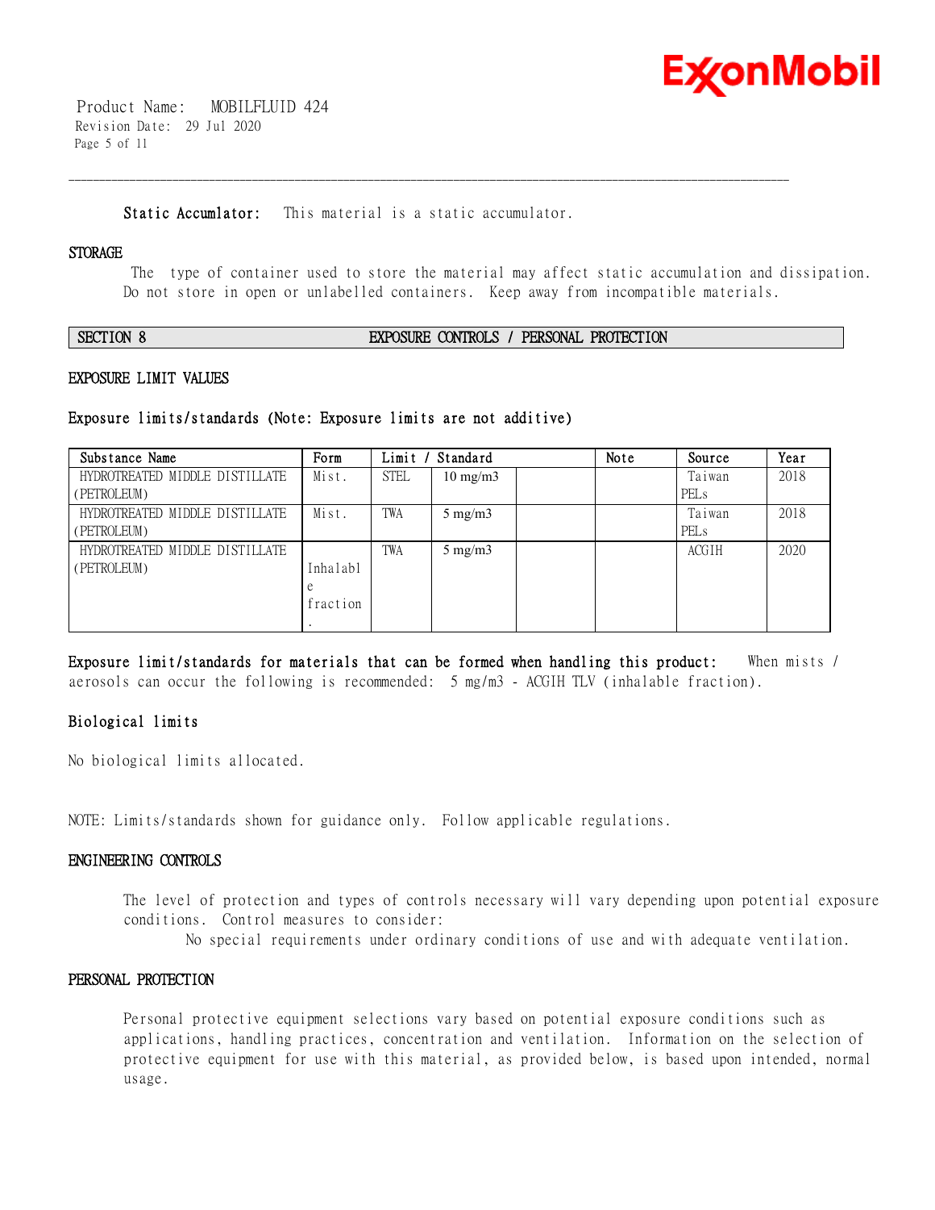**Static Accumlator:** This material is a static accumulator.

### STORAGE

The type of container used to store the material may affect static accumulation and dissipation. Do not store in open or unlabelled containers. Keep away from incompatible materials.

## SECTION 8 EXPOSURE CONTROLS / PERSONAL PROTECTION

### EXPOSURE LIMIT VALUES

**Exposure limits/standards (Note: Exposure limits are not additive)**

| Substance Name | Form | Limit / Standard | | | Note | Source | Year |
|---|---|---|---|---|---|---|---|
| HYDROTREATED MIDDLE DISTILLATE (PETROLEUM) | Mist. | STEL | 10 mg/m3 | | | Taiwan PELs | 2018 |
| HYDROTREATED MIDDLE DISTILLATE (PETROLEUM) | Mist. | TWA | 5 mg/m3 | | | Taiwan PELs | 2018 |
| HYDROTREATED MIDDLE DISTILLATE (PETROLEUM) | Inhalable fraction. | TWA | 5 mg/m3 | | | ACGIH | 2020 |

**Exposure limit/standards for materials that can be formed when handling this product:** When mists / aerosols can occur the following is recommended: 5 mg/m3 - ACGIH TLV (inhalable fraction).

**Biological limits**

No biological limits allocated.

NOTE: Limits/standards shown for guidance only. Follow applicable regulations.

### ENGINEERING CONTROLS

The level of protection and types of controls necessary will vary depending upon potential exposure conditions. Control measures to consider:

No special requirements under ordinary conditions of use and with adequate ventilation.

### PERSONAL PROTECTION

Personal protective equipment selections vary based on potential exposure conditions such as applications, handling practices, concentration and ventilation. Information on the selection of protective equipment for use with this material, as provided below, is based upon intended, normal usage.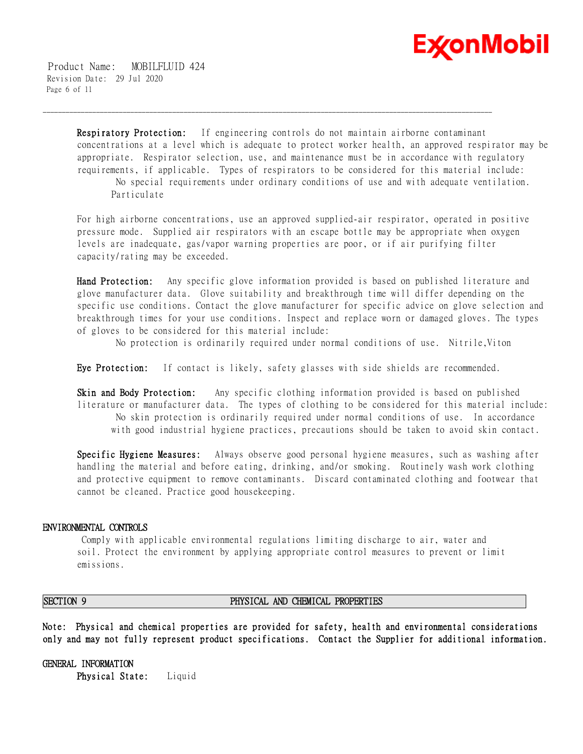**Respiratory Protection:** If engineering controls do not maintain airborne contaminant concentrations at a level which is adequate to protect worker health, an approved respirator may be appropriate. Respirator selection, use, and maintenance must be in accordance with regulatory requirements, if applicable. Types of respirators to be considered for this material include:

No special requirements under ordinary conditions of use and with adequate ventilation.
Particulate

For high airborne concentrations, use an approved supplied-air respirator, operated in positive pressure mode. Supplied air respirators with an escape bottle may be appropriate when oxygen levels are inadequate, gas/vapor warning properties are poor, or if air purifying filter capacity/rating may be exceeded.

**Hand Protection:** Any specific glove information provided is based on published literature and glove manufacturer data. Glove suitability and breakthrough time will differ depending on the specific use conditions. Contact the glove manufacturer for specific advice on glove selection and breakthrough times for your use conditions. Inspect and replace worn or damaged gloves. The types of gloves to be considered for this material include:

No protection is ordinarily required under normal conditions of use. Nitrile,Viton

**Eye Protection:** If contact is likely, safety glasses with side shields are recommended.

**Skin and Body Protection:** Any specific clothing information provided is based on published literature or manufacturer data. The types of clothing to be considered for this material include:

No skin protection is ordinarily required under normal conditions of use. In accordance with good industrial hygiene practices, precautions should be taken to avoid skin contact.

**Specific Hygiene Measures:** Always observe good personal hygiene measures, such as washing after handling the material and before eating, drinking, and/or smoking. Routinely wash work clothing and protective equipment to remove contaminants. Discard contaminated clothing and footwear that cannot be cleaned. Practice good housekeeping.

### ENVIRONMENTAL CONTROLS

Comply with applicable environmental regulations limiting discharge to air, water and soil. Protect the environment by applying appropriate control measures to prevent or limit emissions.

## SECTION 9 PHYSICAL AND CHEMICAL PROPERTIES

**Note: Physical and chemical properties are provided for safety, health and environmental considerations only and may not fully represent product specifications. Contact the Supplier for additional information.**

### GENERAL INFORMATION

**Physical State:** Liquid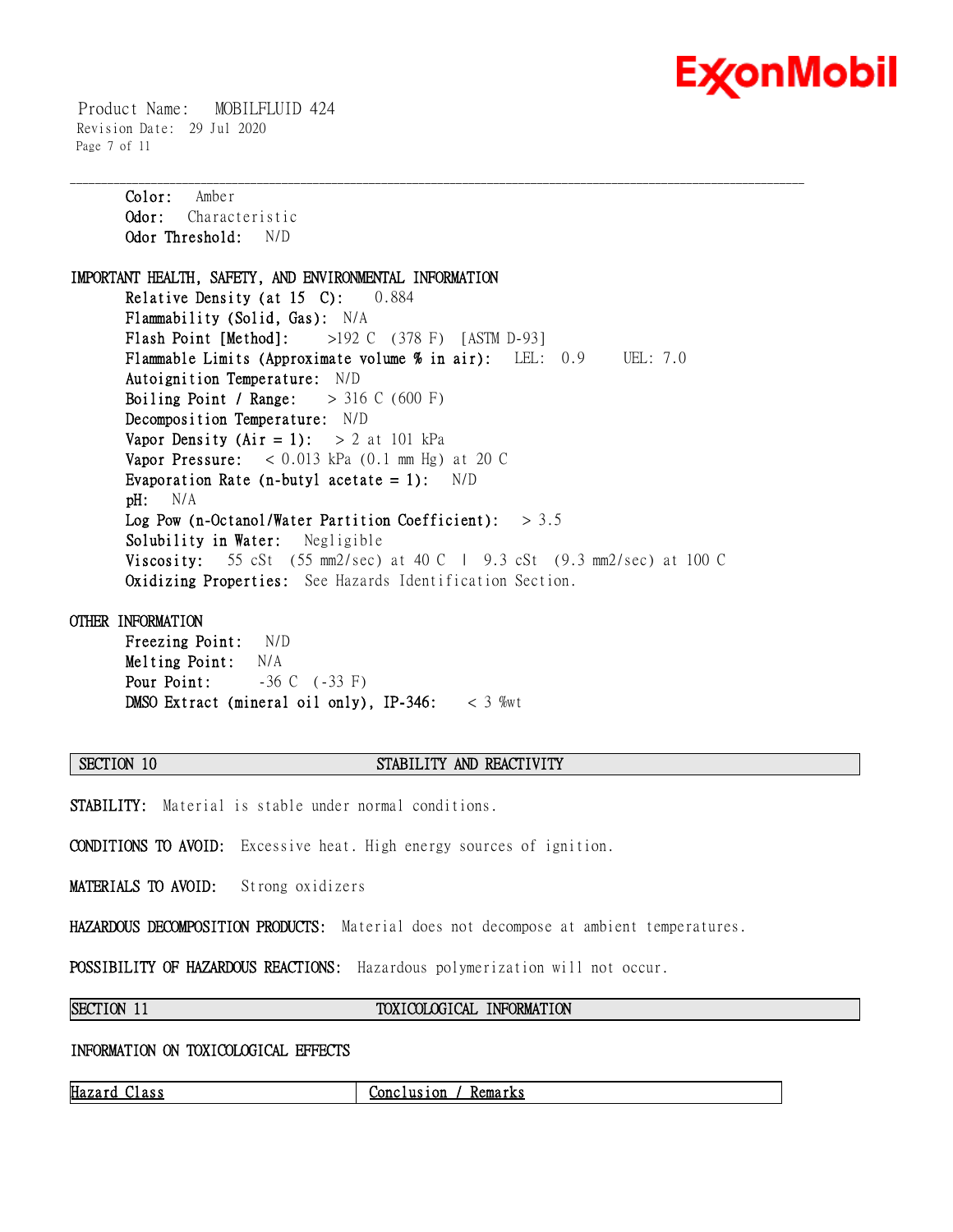**Color:** Amber
**Odor:** Characteristic
**Odor Threshold:** N/D

**IMPORTANT HEALTH, SAFETY, AND ENVIRONMENTAL INFORMATION**

**Relative Density (at 15 C):** 0.884
**Flammability (Solid, Gas):** N/A
**Flash Point [Method]:** >192 C (378 F) [ASTM D-93]
**Flammable Limits (Approximate volume % in air):** LEL: 0.9 UEL: 7.0
**Autoignition Temperature:** N/D
**Boiling Point / Range:** > 316 C (600 F)
**Decomposition Temperature:** N/D
**Vapor Density (Air = 1):** > 2 at 101 kPa
**Vapor Pressure:** < 0.013 kPa (0.1 mm Hg) at 20 C
**Evaporation Rate (n-butyl acetate = 1):** N/D
**pH:** N/A
**Log Pow (n-Octanol/Water Partition Coefficient):** > 3.5
**Solubility in Water:** Negligible
**Viscosity:** 55 cSt (55 mm2/sec) at 40 C | 9.3 cSt (9.3 mm2/sec) at 100 C
**Oxidizing Properties:** See Hazards Identification Section.

**OTHER INFORMATION**

**Freezing Point:** N/D
**Melting Point:** N/A
**Pour Point:** -36 C (-33 F)
**DMSO Extract (mineral oil only), IP-346:** < 3 %wt

## SECTION 10 STABILITY AND REACTIVITY

**STABILITY:** Material is stable under normal conditions.

**CONDITIONS TO AVOID:** Excessive heat. High energy sources of ignition.

**MATERIALS TO AVOID:** Strong oxidizers

**HAZARDOUS DECOMPOSITION PRODUCTS:** Material does not decompose at ambient temperatures.

**POSSIBILITY OF HAZARDOUS REACTIONS:** Hazardous polymerization will not occur.

## SECTION 11 TOXICOLOGICAL INFORMATION

**INFORMATION ON TOXICOLOGICAL EFFECTS**

| Hazard Class | Conclusion / Remarks |
|---|---|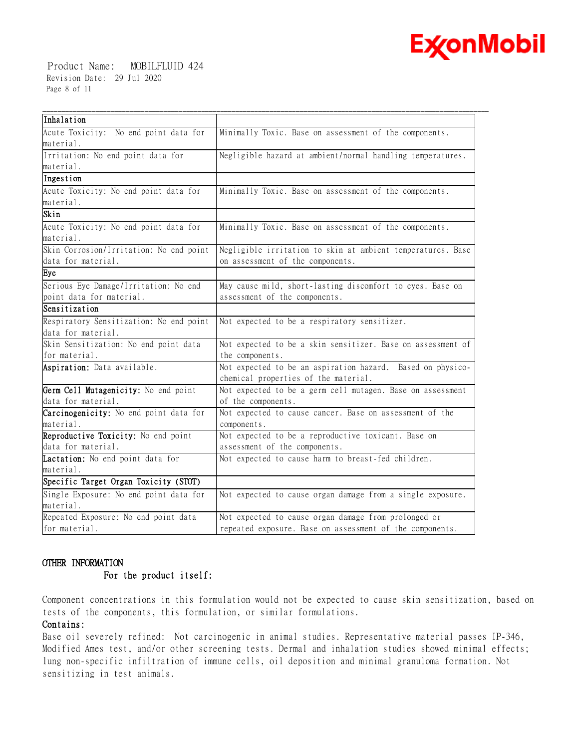| Inhalation | |
|---|---|
| Acute Toxicity: No end point data for material. | Minimally Toxic. Base on assessment of the components. |
| Irritation: No end point data for material. | Negligible hazard at ambient/normal handling temperatures. |
| **Ingestion** | |
| Acute Toxicity: No end point data for material. | Minimally Toxic. Base on assessment of the components. |
| **Skin** | |
| Acute Toxicity: No end point data for material. | Minimally Toxic. Base on assessment of the components. |
| Skin Corrosion/Irritation: No end point data for material. | Negligible irritation to skin at ambient temperatures. Base on assessment of the components. |
| **Eye** | |
| Serious Eye Damage/Irritation: No end point data for material. | May cause mild, short-lasting discomfort to eyes. Base on assessment of the components. |
| **Sensitization** | |
| Respiratory Sensitization: No end point data for material. | Not expected to be a respiratory sensitizer. |
| Skin Sensitization: No end point data for material. | Not expected to be a skin sensitizer. Base on assessment of the components. |
| **Aspiration:** Data available. | Not expected to be an aspiration hazard. Based on physico-chemical properties of the material. |
| **Germ Cell Mutagenicity:** No end point data for material. | Not expected to be a germ cell mutagen. Base on assessment of the components. |
| **Carcinogenicity:** No end point data for material. | Not expected to cause cancer. Base on assessment of the components. |
| **Reproductive Toxicity:** No end point data for material. | Not expected to be a reproductive toxicant. Base on assessment of the components. |
| **Lactation:** No end point data for material. | Not expected to cause harm to breast-fed children. |
| **Specific Target Organ Toxicity (STOT)** | |
| Single Exposure: No end point data for material. | Not expected to cause organ damage from a single exposure. |
| Repeated Exposure: No end point data for material. | Not expected to cause organ damage from prolonged or repeated exposure. Base on assessment of the components. |

## OTHER INFORMATION

### For the product itself:

Component concentrations in this formulation would not be expected to cause skin sensitization, based on tests of the components, this formulation, or similar formulations.

**Contains:**

Base oil severely refined: Not carcinogenic in animal studies. Representative material passes IP-346, Modified Ames test, and/or other screening tests. Dermal and inhalation studies showed minimal effects; lung non-specific infiltration of immune cells, oil deposition and minimal granuloma formation. Not sensitizing in test animals.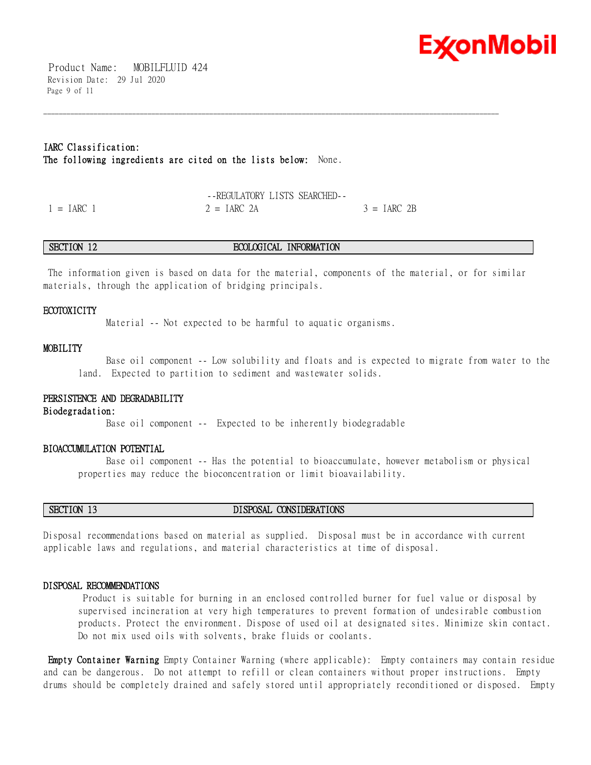**IARC Classification:**
**The following ingredients are cited on the lists below:** None.

--REGULATORY LISTS SEARCHED--

| 1 = IARC 1 | 2 = IARC 2A | 3 = IARC 2B |
|---|---|---|

## SECTION 12 ECOLOGICAL INFORMATION

The information given is based on data for the material, components of the material, or for similar materials, through the application of bridging principals.

**ECOTOXICITY**

Material -- Not expected to be harmful to aquatic organisms.

**MOBILITY**

Base oil component -- Low solubility and floats and is expected to migrate from water to the land. Expected to partition to sediment and wastewater solids.

**PERSISTENCE AND DEGRADABILITY**

**Biodegradation:**

Base oil component -- Expected to be inherently biodegradable

**BIOACCUMULATION POTENTIAL**

Base oil component -- Has the potential to bioaccumulate, however metabolism or physical properties may reduce the bioconcentration or limit bioavailability.

## SECTION 13 DISPOSAL CONSIDERATIONS

Disposal recommendations based on material as supplied. Disposal must be in accordance with current applicable laws and regulations, and material characteristics at time of disposal.

**DISPOSAL RECOMMENDATIONS**

Product is suitable for burning in an enclosed controlled burner for fuel value or disposal by supervised incineration at very high temperatures to prevent formation of undesirable combustion products. Protect the environment. Dispose of used oil at designated sites. Minimize skin contact. Do not mix used oils with solvents, brake fluids or coolants.

**Empty Container Warning** Empty Container Warning (where applicable): Empty containers may contain residue and can be dangerous. Do not attempt to refill or clean containers without proper instructions. Empty drums should be completely drained and safely stored until appropriately reconditioned or disposed. Empty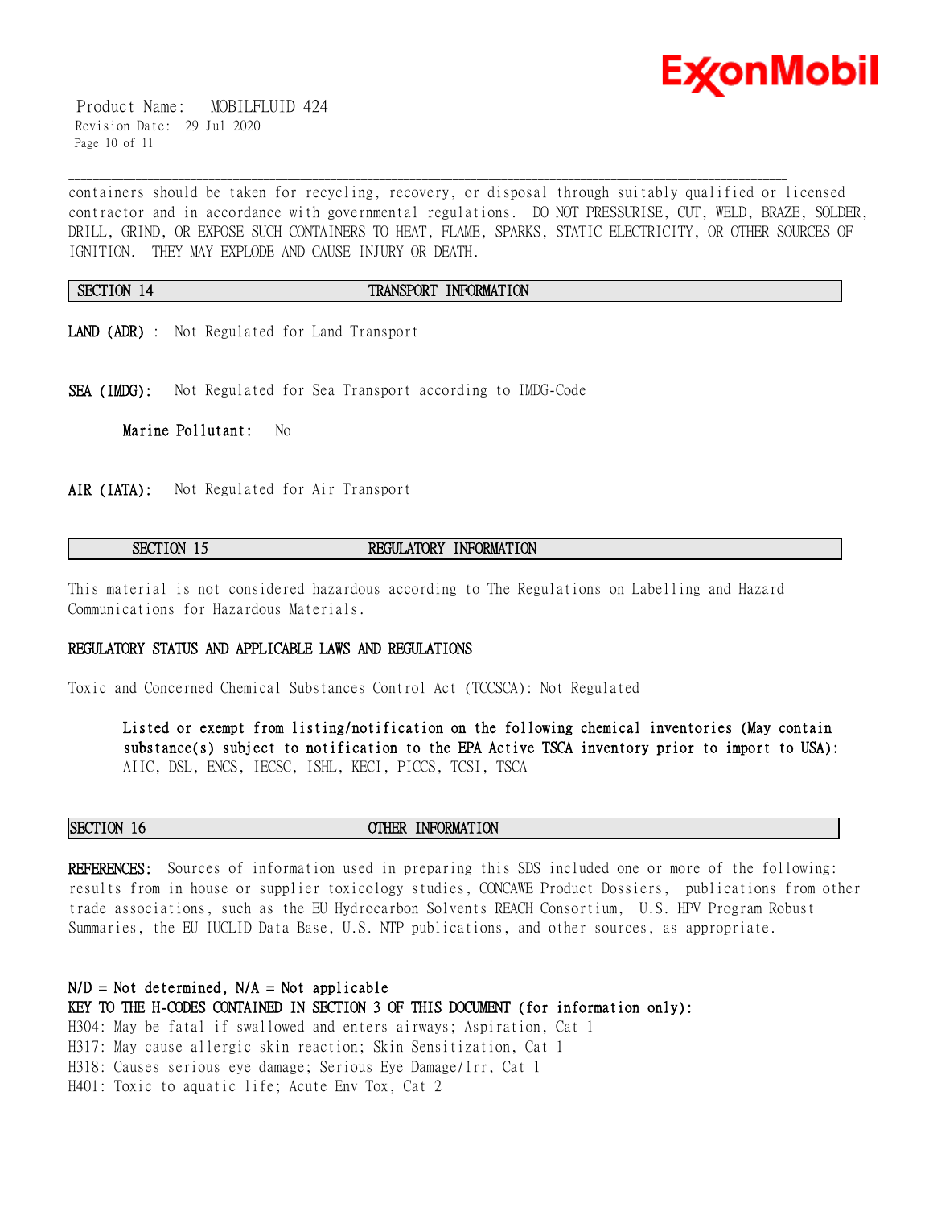containers should be taken for recycling, recovery, or disposal through suitably qualified or licensed contractor and in accordance with governmental regulations. DO NOT PRESSURISE, CUT, WELD, BRAZE, SOLDER, DRILL, GRIND, OR EXPOSE SUCH CONTAINERS TO HEAT, FLAME, SPARKS, STATIC ELECTRICITY, OR OTHER SOURCES OF IGNITION. THEY MAY EXPLODE AND CAUSE INJURY OR DEATH.

## SECTION 14 TRANSPORT INFORMATION

**LAND (ADR)** : Not Regulated for Land Transport

**SEA (IMDG):** Not Regulated for Sea Transport according to IMDG-Code

**Marine Pollutant:** No

**AIR (IATA):** Not Regulated for Air Transport

## SECTION 15 REGULATORY INFORMATION

This material is not considered hazardous according to The Regulations on Labelling and Hazard Communications for Hazardous Materials.

**REGULATORY STATUS AND APPLICABLE LAWS AND REGULATIONS**

Toxic and Concerned Chemical Substances Control Act (TCCSCA): Not Regulated

**Listed or exempt from listing/notification on the following chemical inventories (May contain substance(s) subject to notification to the EPA Active TSCA inventory prior to import to USA):** AIIC, DSL, ENCS, IECSC, ISHL, KECI, PICCS, TCSI, TSCA

## SECTION 16 OTHER INFORMATION

**REFERENCES:** Sources of information used in preparing this SDS included one or more of the following: results from in house or supplier toxicology studies, CONCAWE Product Dossiers, publications from other trade associations, such as the EU Hydrocarbon Solvents REACH Consortium, U.S. HPV Program Robust Summaries, the EU IUCLID Data Base, U.S. NTP publications, and other sources, as appropriate.

**N/D = Not determined, N/A = Not applicable**

**KEY TO THE H-CODES CONTAINED IN SECTION 3 OF THIS DOCUMENT (for information only):**

H304: May be fatal if swallowed and enters airways; Aspiration, Cat 1
H317: May cause allergic skin reaction; Skin Sensitization, Cat 1
H318: Causes serious eye damage; Serious Eye Damage/Irr, Cat 1
H401: Toxic to aquatic life; Acute Env Tox, Cat 2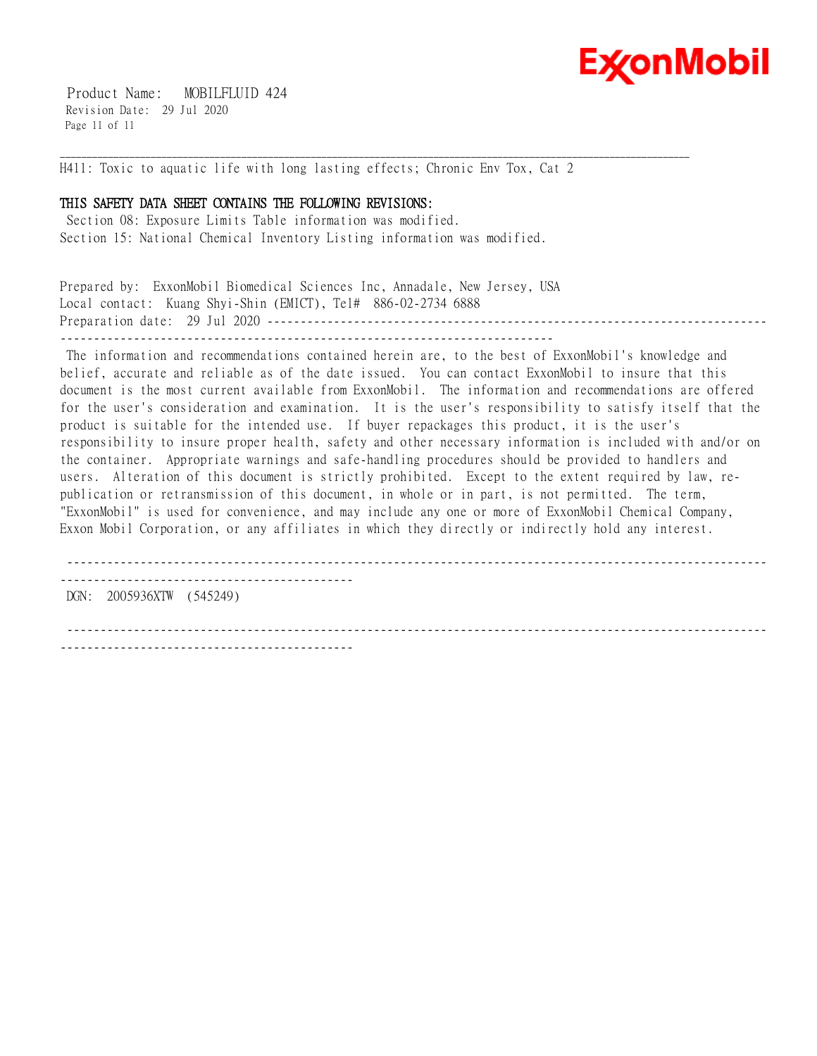H411: Toxic to aquatic life with long lasting effects; Chronic Env Tox, Cat 2

**THIS SAFETY DATA SHEET CONTAINS THE FOLLOWING REVISIONS:**

Section 08: Exposure Limits Table information was modified.
Section 15: National Chemical Inventory Listing information was modified.

Prepared by: ExxonMobil Biomedical Sciences Inc, Annadale, New Jersey, USA
Local contact: Kuang Shyi-Shin (EMICT), Tel# 886-02-2734 6888
Preparation date: 29 Jul 2020

---

The information and recommendations contained herein are, to the best of ExxonMobil's knowledge and belief, accurate and reliable as of the date issued. You can contact ExxonMobil to insure that this document is the most current available from ExxonMobil. The information and recommendations are offered for the user's consideration and examination. It is the user's responsibility to satisfy itself that the product is suitable for the intended use. If buyer repackages this product, it is the user's responsibility to insure proper health, safety and other necessary information is included with and/or on the container. Appropriate warnings and safe-handling procedures should be provided to handlers and users. Alteration of this document is strictly prohibited. Except to the extent required by law, re-publication or retransmission of this document, in whole or in part, is not permitted. The term, "ExxonMobil" is used for convenience, and may include any one or more of ExxonMobil Chemical Company, Exxon Mobil Corporation, or any affiliates in which they directly or indirectly hold any interest.

---

DGN: 2005936XTW (545249)

---